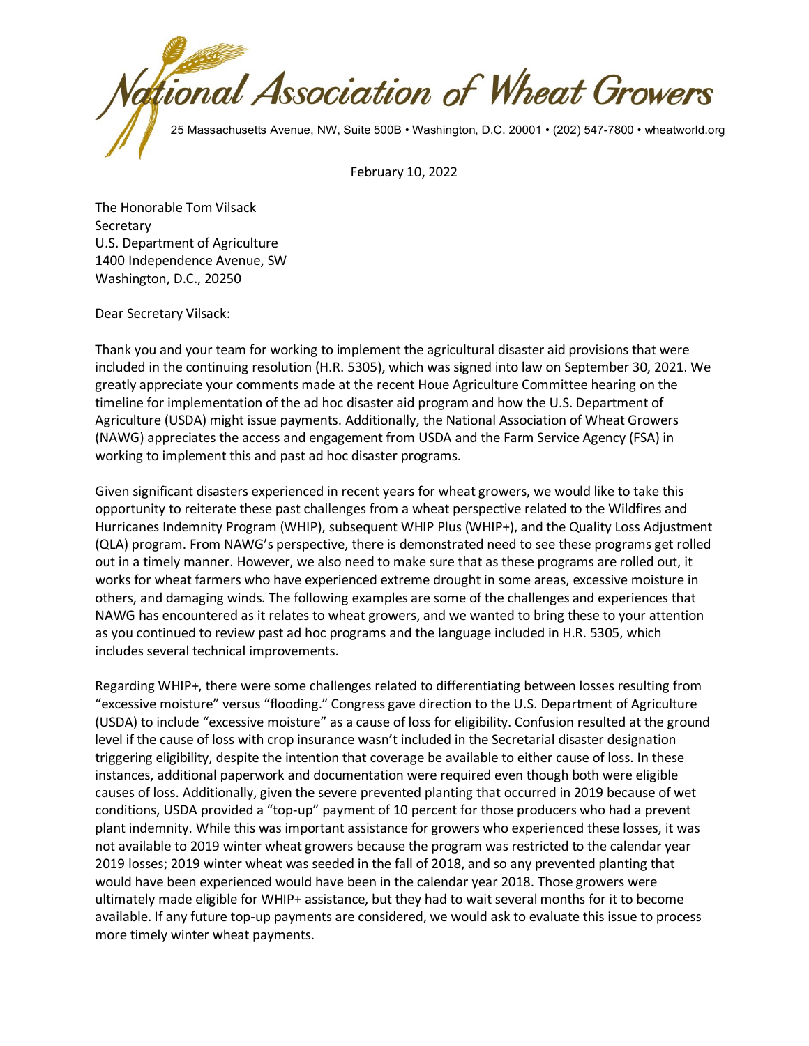# National Association of Wheat Growers

25 Massachusetts Avenue, NW, Suite 500B • Washington, D.C. 20001 • (202) 547-7800 • wheatworld.org

February 10, 2022

The Honorable Tom Vilsack
Secretary
U.S. Department of Agriculture
1400 Independence Avenue, SW
Washington, D.C., 20250

Dear Secretary Vilsack:

Thank you and your team for working to implement the agricultural disaster aid provisions that were included in the continuing resolution (H.R. 5305), which was signed into law on September 30, 2021. We greatly appreciate your comments made at the recent Houe Agriculture Committee hearing on the timeline for implementation of the ad hoc disaster aid program and how the U.S. Department of Agriculture (USDA) might issue payments. Additionally, the National Association of Wheat Growers (NAWG) appreciates the access and engagement from USDA and the Farm Service Agency (FSA) in working to implement this and past ad hoc disaster programs.

Given significant disasters experienced in recent years for wheat growers, we would like to take this opportunity to reiterate these past challenges from a wheat perspective related to the Wildfires and Hurricanes Indemnity Program (WHIP), subsequent WHIP Plus (WHIP+), and the Quality Loss Adjustment (QLA) program. From NAWG's perspective, there is demonstrated need to see these programs get rolled out in a timely manner. However, we also need to make sure that as these programs are rolled out, it works for wheat farmers who have experienced extreme drought in some areas, excessive moisture in others, and damaging winds. The following examples are some of the challenges and experiences that NAWG has encountered as it relates to wheat growers, and we wanted to bring these to your attention as you continued to review past ad hoc programs and the language included in H.R. 5305, which includes several technical improvements.

Regarding WHIP+, there were some challenges related to differentiating between losses resulting from "excessive moisture" versus "flooding." Congress gave direction to the U.S. Department of Agriculture (USDA) to include "excessive moisture" as a cause of loss for eligibility. Confusion resulted at the ground level if the cause of loss with crop insurance wasn't included in the Secretarial disaster designation triggering eligibility, despite the intention that coverage be available to either cause of loss. In these instances, additional paperwork and documentation were required even though both were eligible causes of loss. Additionally, given the severe prevented planting that occurred in 2019 because of wet conditions, USDA provided a "top-up" payment of 10 percent for those producers who had a prevent plant indemnity. While this was important assistance for growers who experienced these losses, it was not available to 2019 winter wheat growers because the program was restricted to the calendar year 2019 losses; 2019 winter wheat was seeded in the fall of 2018, and so any prevented planting that would have been experienced would have been in the calendar year 2018. Those growers were ultimately made eligible for WHIP+ assistance, but they had to wait several months for it to become available. If any future top-up payments are considered, we would ask to evaluate this issue to process more timely winter wheat payments.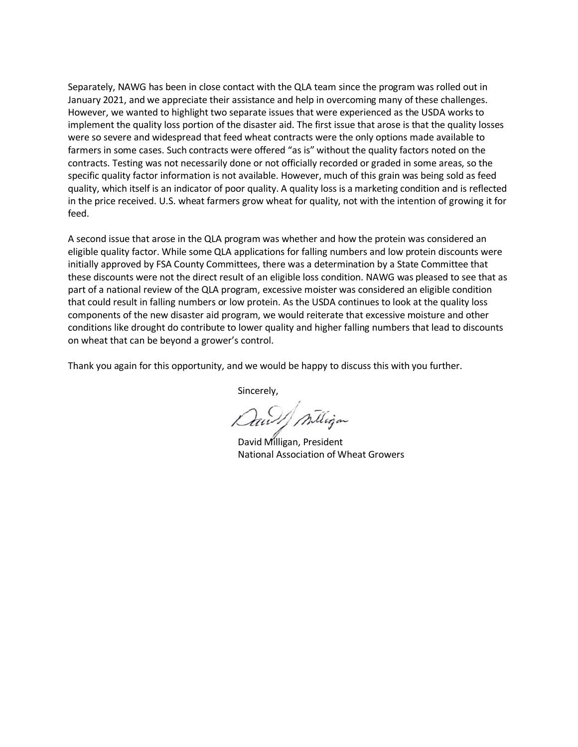Separately, NAWG has been in close contact with the QLA team since the program was rolled out in January 2021, and we appreciate their assistance and help in overcoming many of these challenges. However, we wanted to highlight two separate issues that were experienced as the USDA works to implement the quality loss portion of the disaster aid. The first issue that arose is that the quality losses were so severe and widespread that feed wheat contracts were the only options made available to farmers in some cases. Such contracts were offered "as is" without the quality factors noted on the contracts. Testing was not necessarily done or not officially recorded or graded in some areas, so the specific quality factor information is not available. However, much of this grain was being sold as feed quality, which itself is an indicator of poor quality. A quality loss is a marketing condition and is reflected in the price received. U.S. wheat farmers grow wheat for quality, not with the intention of growing it for feed.

A second issue that arose in the QLA program was whether and how the protein was considered an eligible quality factor. While some QLA applications for falling numbers and low protein discounts were initially approved by FSA County Committees, there was a determination by a State Committee that these discounts were not the direct result of an eligible loss condition. NAWG was pleased to see that as part of a national review of the QLA program, excessive moister was considered an eligible condition that could result in falling numbers or low protein. As the USDA continues to look at the quality loss components of the new disaster aid program, we would reiterate that excessive moisture and other conditions like drought do contribute to lower quality and higher falling numbers that lead to discounts on wheat that can be beyond a grower's control.

Thank you again for this opportunity, and we would be happy to discuss this with you further.

Sincerely,

David Milligan, President
National Association of Wheat Growers